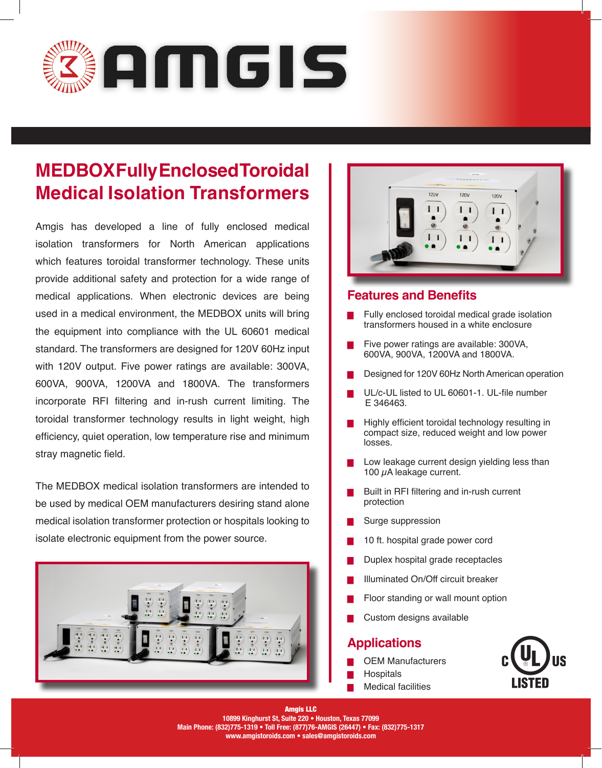# AMGIS

## MEDBOX Fully Enclosed Toroidal Medical Isolation Transformers

Amgis has developed a line of fully enclosed medical isolation transformers for North American applications which features toroidal transformer technology. These units provide additional safety and protection for a wide range of medical applications. When electronic devices are being used in a medical environment, the MEDBOX units will bring the equipment into compliance with the UL 60601 medical standard. The transformers are designed for 120V 60Hz input with 120V output. Five power ratings are available: 300VA, 600VA, 900VA, 1200VA and 1800VA. The transformers incorporate RFI filtering and in-rush current limiting. The toroidal transformer technology results in light weight, high efficiency, quiet operation, low temperature rise and minimum stray magnetic field.

The MEDBOX medical isolation transformers are intended to be used by medical OEM manufacturers desiring stand alone medical isolation transformer protection or hospitals looking to isolate electronic equipment from the power source.

## Features and Benefits

- Fully enclosed toroidal medical grade isolation transformers housed in a white enclosure
- Five power ratings are available: 300VA, 600VA, 900VA, 1200VA and 1800VA.
- Designed for 120V 60Hz North American operation
- UL/c-UL listed to UL 60601-1. UL-file number E 346463.
- Highly efficient toroidal technology resulting in compact size, reduced weight and low power losses.
- Low leakage current design yielding less than 100 $\mu$A leakage current.
- Built in RFI filtering and in-rush current protection
- Surge suppression
- 10 ft. hospital grade power cord
- Duplex hospital grade receptacles
- Illuminated On/Off circuit breaker
- Floor standing or wall mount option
- Custom designs available

## Applications

- OEM Manufacturers
- Hospitals
- Medical facilities

c UL US LISTED

**Amgis LLC**
**10899 Kinghurst St, Suite 220 • Houston, Texas 77099**
**Main Phone: (832)775-1319 • Toll Free: (877)76-AMGIS (26447) • Fax: (832)775-1317**
**www.amgistoroids.com • sales@amgistoroids.com**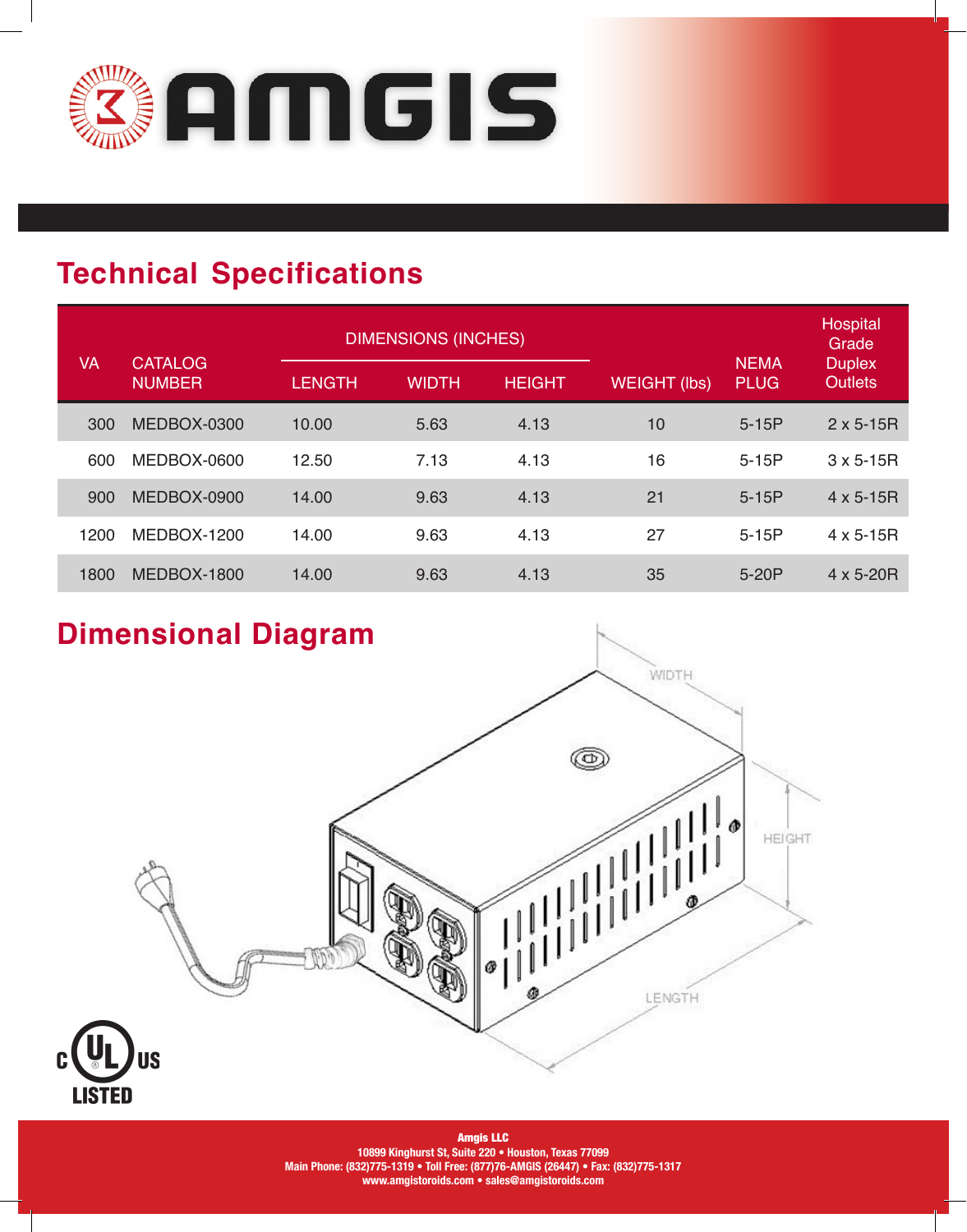AMGIS

## Technical Specifications

| VA | CATALOG NUMBER | DIMENSIONS (INCHES) | | | WEIGHT (lbs) | NEMA PLUG | Hospital Grade Duplex Outlets |
|---|---|---|---|---|---|---|---|
| | | LENGTH | WIDTH | HEIGHT | | | |
| 300 | MEDBOX-0300 | 10.00 | 5.63 | 4.13 | 10 | 5-15P | 2 x 5-15R |
| 600 | MEDBOX-0600 | 12.50 | 7.13 | 4.13 | 16 | 5-15P | 3 x 5-15R |
| 900 | MEDBOX-0900 | 14.00 | 9.63 | 4.13 | 21 | 5-15P | 4 x 5-15R |
| 1200 | MEDBOX-1200 | 14.00 | 9.63 | 4.13 | 27 | 5-15P | 4 x 5-15R |
| 1800 | MEDBOX-1800 | 14.00 | 9.63 | 4.13 | 35 | 5-20P | 4 x 5-20R |

## Dimensional Diagram

WIDTH

HEIGHT

LENGTH

c UL US LISTED

**Amgis LLC**
**10899 Kinghurst St, Suite 220 • Houston, Texas 77099**
**Main Phone: (832)775-1319 • Toll Free: (877)76-AMGIS (26447) • Fax: (832)775-1317**
**www.amgistoroids.com • sales@amgistoroids.com**